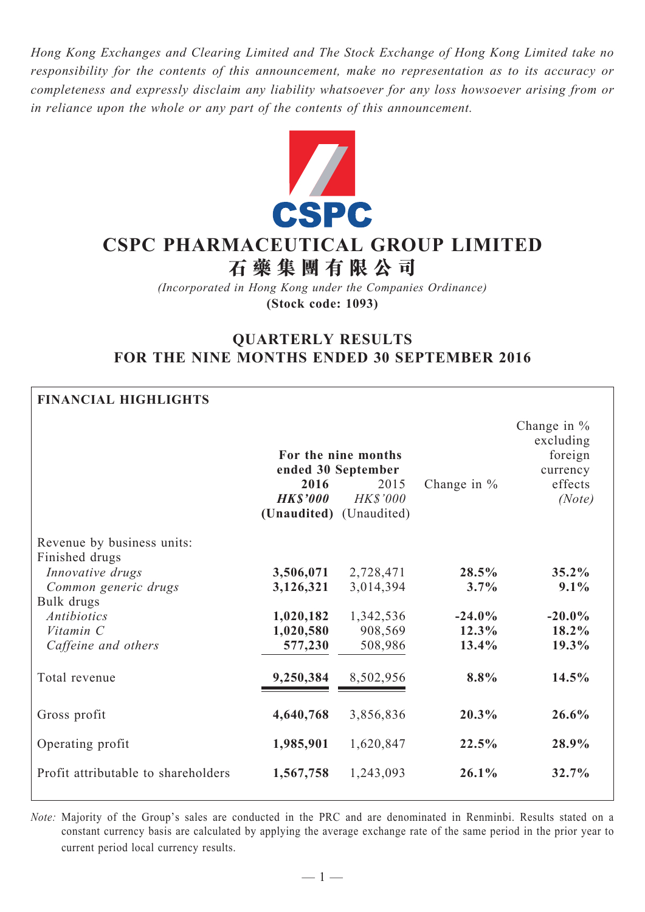*Hong Kong Exchanges and Clearing Limited and The Stock Exchange of Hong Kong Limited take no responsibility for the contents of this announcement, make no representation as to its accuracy or completeness and expressly disclaim any liability whatsoever for any loss howsoever arising from or in reliance upon the whole or any part of the contents of this announcement.*

# CSPC PHARMACEUTICAL GROUP LIMITED
# 石藥集團有限公司

*(Incorporated in Hong Kong under the Companies Ordinance)*
**(Stock code: 1093)**

## QUARTERLY RESULTS FOR THE NINE MONTHS ENDED 30 SEPTEMBER 2016

### FINANCIAL HIGHLIGHTS

| | For the nine months ended 30 September | | Change in % | Change in % excluding foreign currency effects *(Note)* |
|---|---|---|---|---|
| | **2016** | 2015 | | |
| | ***HK$'000*** | *HK$'000* | | |
| | **(Unaudited)** | (Unaudited) | | |
| Revenue by business units: | | | | |
| Finished drugs | | | | |
| *Innovative drugs* | **3,506,071** | 2,728,471 | **28.5%** | **35.2%** |
| *Common generic drugs* | **3,126,321** | 3,014,394 | **3.7%** | **9.1%** |
| Bulk drugs | | | | |
| *Antibiotics* | **1,020,182** | 1,342,536 | **-24.0%** | **-20.0%** |
| *Vitamin C* | **1,020,580** | 908,569 | **12.3%** | **18.2%** |
| *Caffeine and others* | **577,230** | 508,986 | **13.4%** | **19.3%** |
| Total revenue | **9,250,384** | 8,502,956 | **8.8%** | **14.5%** |
| Gross profit | **4,640,768** | 3,856,836 | **20.3%** | **26.6%** |
| Operating profit | **1,985,901** | 1,620,847 | **22.5%** | **28.9%** |
| Profit attributable to shareholders | **1,567,758** | 1,243,093 | **26.1%** | **32.7%** |

*Note:* Majority of the Group's sales are conducted in the PRC and are denominated in Renminbi. Results stated on a constant currency basis are calculated by applying the average exchange rate of the same period in the prior year to current period local currency results.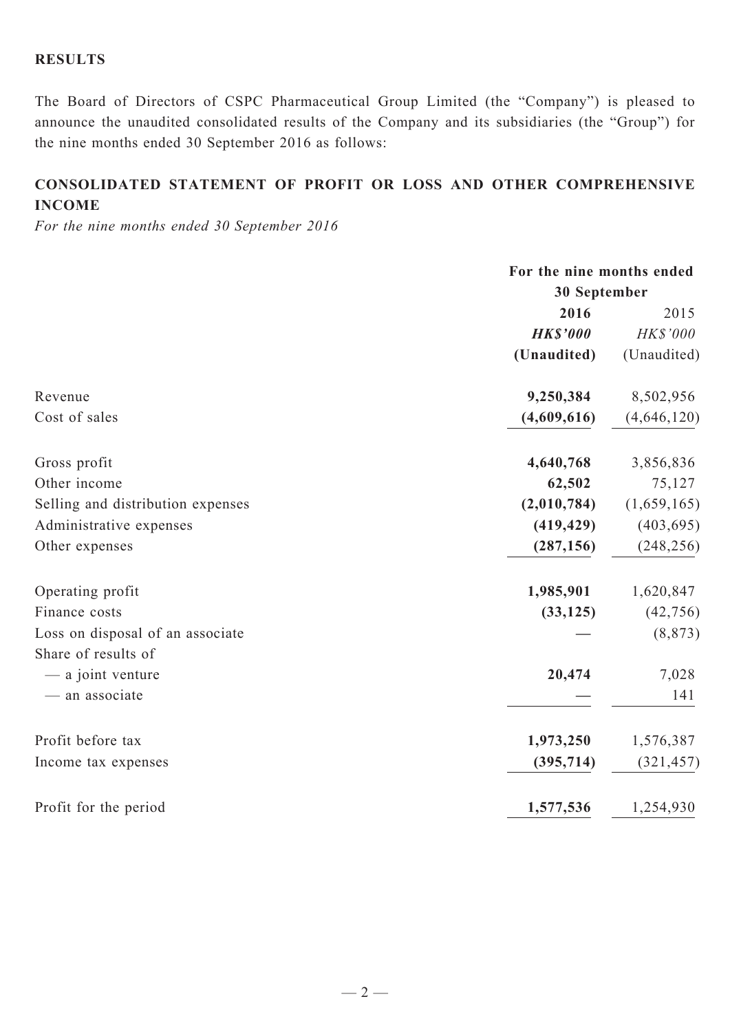## RESULTS

The Board of Directors of CSPC Pharmaceutical Group Limited (the "Company") is pleased to announce the unaudited consolidated results of the Company and its subsidiaries (the "Group") for the nine months ended 30 September 2016 as follows:

## CONSOLIDATED STATEMENT OF PROFIT OR LOSS AND OTHER COMPREHENSIVE INCOME

*For the nine months ended 30 September 2016*

| | For the nine months ended 30 September | |
|---|---|---|
| | **2016** | 2015 |
| | ***HK$'000*** | *HK$'000* |
| | **(Unaudited)** | (Unaudited) |
| Revenue | **9,250,384** | 8,502,956 |
| Cost of sales | **(4,609,616)** | (4,646,120) |
| Gross profit | **4,640,768** | 3,856,836 |
| Other income | **62,502** | 75,127 |
| Selling and distribution expenses | **(2,010,784)** | (1,659,165) |
| Administrative expenses | **(419,429)** | (403,695) |
| Other expenses | **(287,156)** | (248,256) |
| Operating profit | **1,985,901** | 1,620,847 |
| Finance costs | **(33,125)** | (42,756) |
| Loss on disposal of an associate | **—** | (8,873) |
| Share of results of | | |
| — a joint venture | **20,474** | 7,028 |
| — an associate | **—** | 141 |
| Profit before tax | **1,973,250** | 1,576,387 |
| Income tax expenses | **(395,714)** | (321,457) |
| Profit for the period | **1,577,536** | 1,254,930 |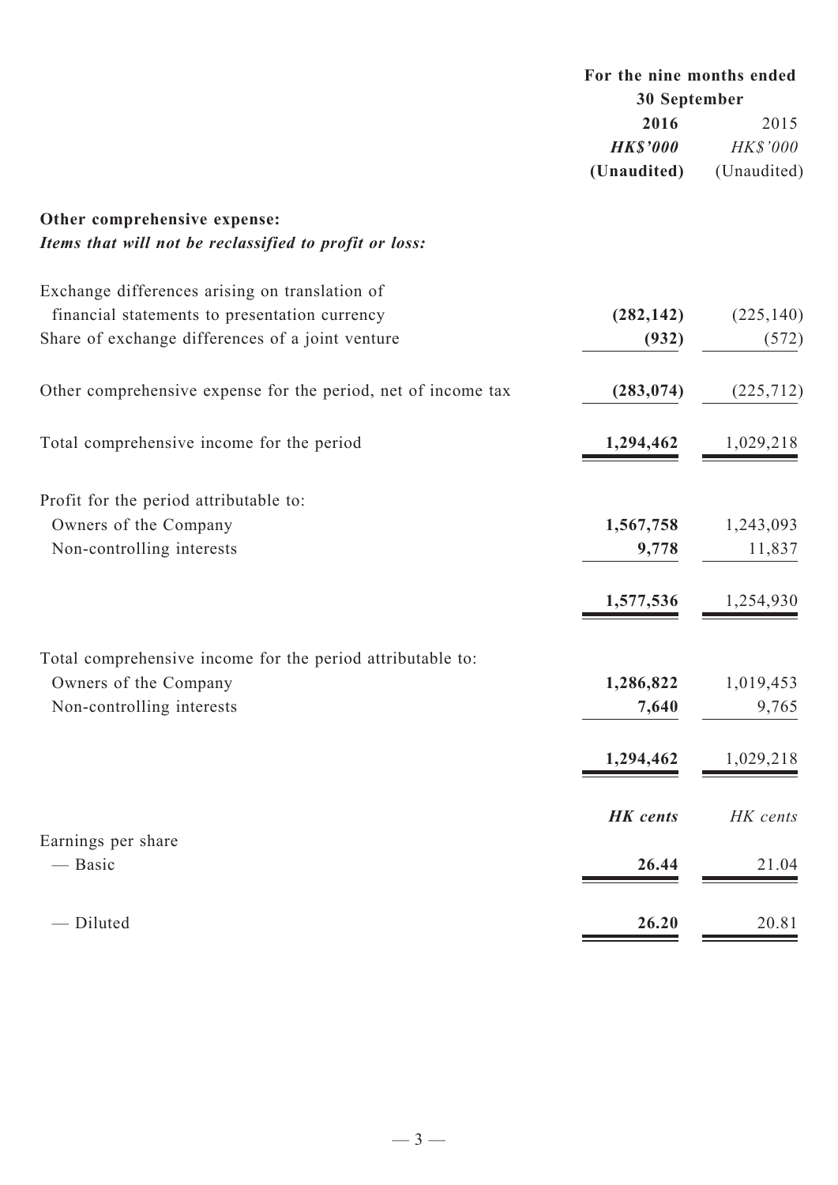| | For the nine months ended 30 September | |
|---|---|---|
| | **2016** | 2015 |
| | ***HK$'000*** | *HK$'000* |
| | **(Unaudited)** | (Unaudited) |
| **Other comprehensive expense:** | | |
| ***Items that will not be reclassified to profit or loss:*** | | |
| Exchange differences arising on translation of financial statements to presentation currency | **(282,142)** | (225,140) |
| Share of exchange differences of a joint venture | **(932)** | (572) |
| Other comprehensive expense for the period, net of income tax | **(283,074)** | (225,712) |
| Total comprehensive income for the period | **1,294,462** | 1,029,218 |
| Profit for the period attributable to: | | |
| Owners of the Company | **1,567,758** | 1,243,093 |
| Non-controlling interests | **9,778** | 11,837 |
| | **1,577,536** | 1,254,930 |
| Total comprehensive income for the period attributable to: | | |
| Owners of the Company | **1,286,822** | 1,019,453 |
| Non-controlling interests | **7,640** | 9,765 |
| | **1,294,462** | 1,029,218 |
| | ***HK cents*** | *HK cents* |
| Earnings per share | | |
| — Basic | **26.44** | 21.04 |
| — Diluted | **26.20** | 20.81 |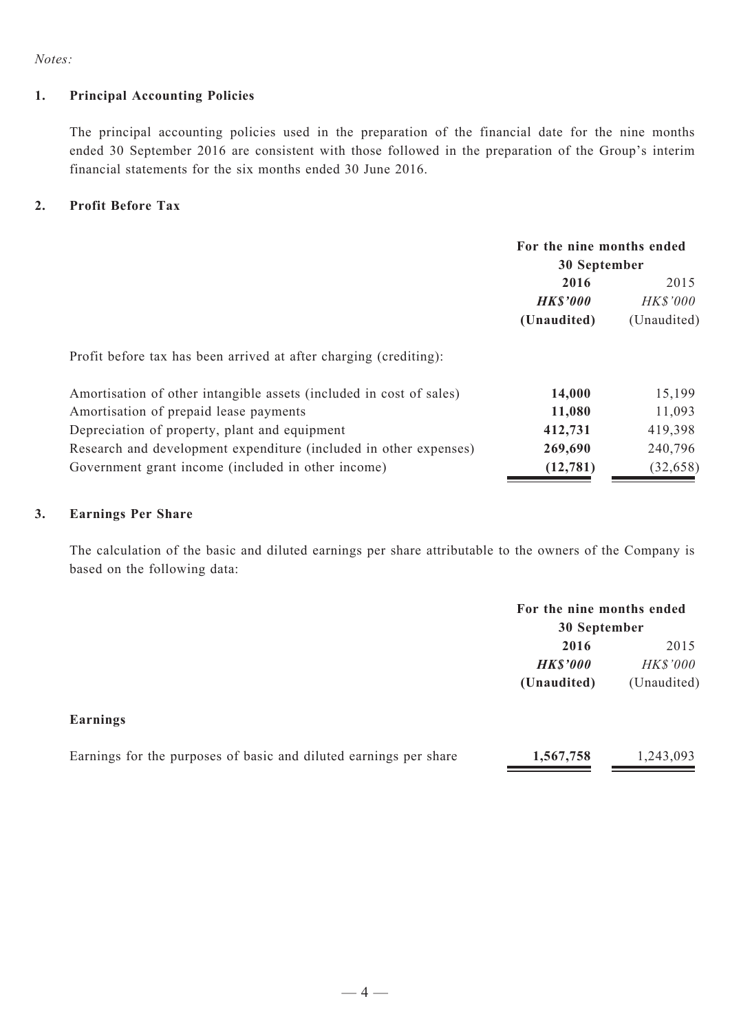*Notes:*

## 1. Principal Accounting Policies

The principal accounting policies used in the preparation of the financial date for the nine months ended 30 September 2016 are consistent with those followed in the preparation of the Group's interim financial statements for the six months ended 30 June 2016.

## 2. Profit Before Tax

| | For the nine months ended 30 September | |
|---|---|---|
| | **2016** | 2015 |
| | ***HK$'000*** | *HK$'000* |
| | **(Unaudited)** | (Unaudited) |
| Profit before tax has been arrived at after charging (crediting): | | |
| Amortisation of other intangible assets (included in cost of sales) | **14,000** | 15,199 |
| Amortisation of prepaid lease payments | **11,080** | 11,093 |
| Depreciation of property, plant and equipment | **412,731** | 419,398 |
| Research and development expenditure (included in other expenses) | **269,690** | 240,796 |
| Government grant income (included in other income) | **(12,781)** | (32,658) |

## 3. Earnings Per Share

The calculation of the basic and diluted earnings per share attributable to the owners of the Company is based on the following data:

| | For the nine months ended 30 September | |
|---|---|---|
| | **2016** | 2015 |
| | ***HK$'000*** | *HK$'000* |
| | **(Unaudited)** | (Unaudited) |
| **Earnings** | | |
| Earnings for the purposes of basic and diluted earnings per share | **1,567,758** | 1,243,093 |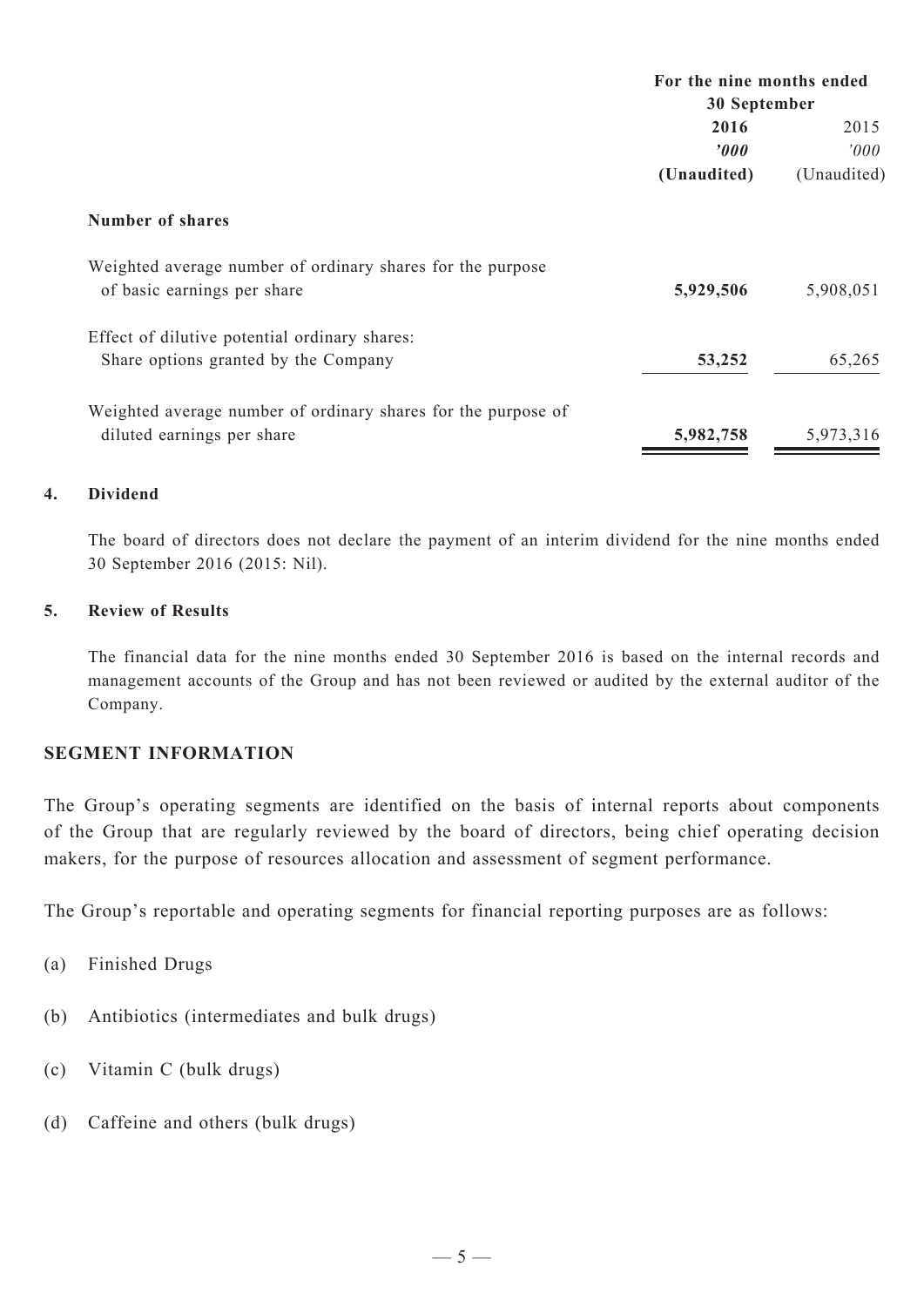| | For the nine months ended 30 September | |
|---|---|---|
| | **2016** | 2015 |
| | ***'000*** | *'000* |
| | **(Unaudited)** | (Unaudited) |
| **Number of shares** | | |
| Weighted average number of ordinary shares for the purpose of basic earnings per share | **5,929,506** | 5,908,051 |
| Effect of dilutive potential ordinary shares: Share options granted by the Company | **53,252** | 65,265 |
| Weighted average number of ordinary shares for the purpose of diluted earnings per share | **5,982,758** | 5,973,316 |

**4. Dividend**

The board of directors does not declare the payment of an interim dividend for the nine months ended 30 September 2016 (2015: Nil).

**5. Review of Results**

The financial data for the nine months ended 30 September 2016 is based on the internal records and management accounts of the Group and has not been reviewed or audited by the external auditor of the Company.

## SEGMENT INFORMATION

The Group's operating segments are identified on the basis of internal reports about components of the Group that are regularly reviewed by the board of directors, being chief operating decision makers, for the purpose of resources allocation and assessment of segment performance.

The Group's reportable and operating segments for financial reporting purposes are as follows:

(a) Finished Drugs

(b) Antibiotics (intermediates and bulk drugs)

(c) Vitamin C (bulk drugs)

(d) Caffeine and others (bulk drugs)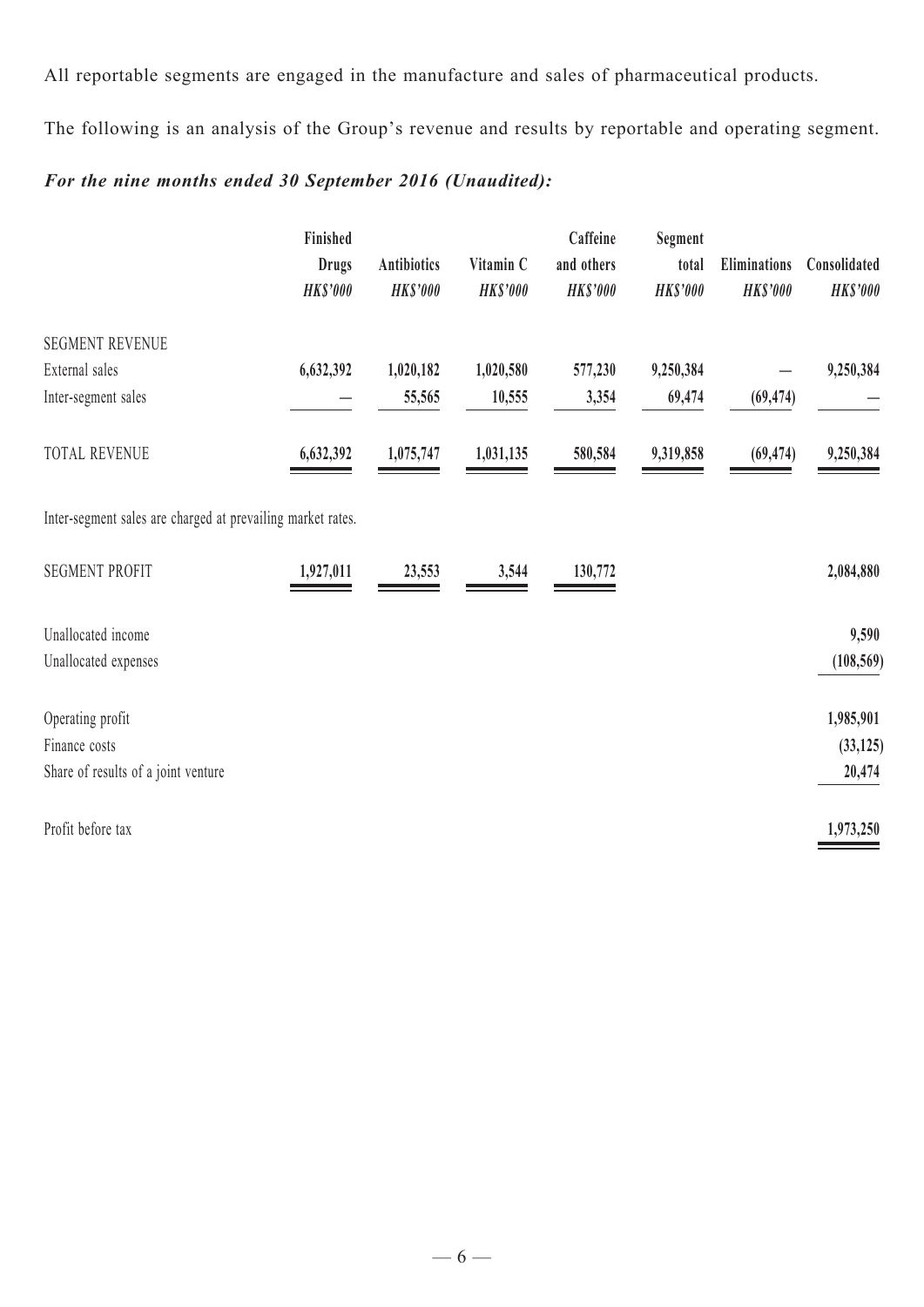All reportable segments are engaged in the manufacture and sales of pharmaceutical products.

The following is an analysis of the Group's revenue and results by reportable and operating segment.

***For the nine months ended 30 September 2016 (Unaudited):***

| | Finished Drugs *HK$'000* | Antibiotics *HK$'000* | Vitamin C *HK$'000* | Caffeine and others *HK$'000* | Segment total *HK$'000* | Eliminations *HK$'000* | Consolidated *HK$'000* |
|---|---|---|---|---|---|---|---|
| SEGMENT REVENUE | | | | | | | |
| External sales | **6,632,392** | **1,020,182** | **1,020,580** | **577,230** | **9,250,384** | **—** | **9,250,384** |
| Inter-segment sales | **—** | **55,565** | **10,555** | **3,354** | **69,474** | **(69,474)** | **—** |
| TOTAL REVENUE | **6,632,392** | **1,075,747** | **1,031,135** | **580,584** | **9,319,858** | **(69,474)** | **9,250,384** |

Inter-segment sales are charged at prevailing market rates.

| | Finished Drugs *HK$'000* | Antibiotics *HK$'000* | Vitamin C *HK$'000* | Caffeine and others *HK$'000* | Segment total *HK$'000* | Eliminations *HK$'000* | Consolidated *HK$'000* |
|---|---|---|---|---|---|---|---|
| SEGMENT PROFIT | **1,927,011** | **23,553** | **3,544** | **130,772** | | | **2,084,880** |
| Unallocated income | | | | | | | **9,590** |
| Unallocated expenses | | | | | | | **(108,569)** |
| Operating profit | | | | | | | **1,985,901** |
| Finance costs | | | | | | | **(33,125)** |
| Share of results of a joint venture | | | | | | | **20,474** |
| Profit before tax | | | | | | | **1,973,250** |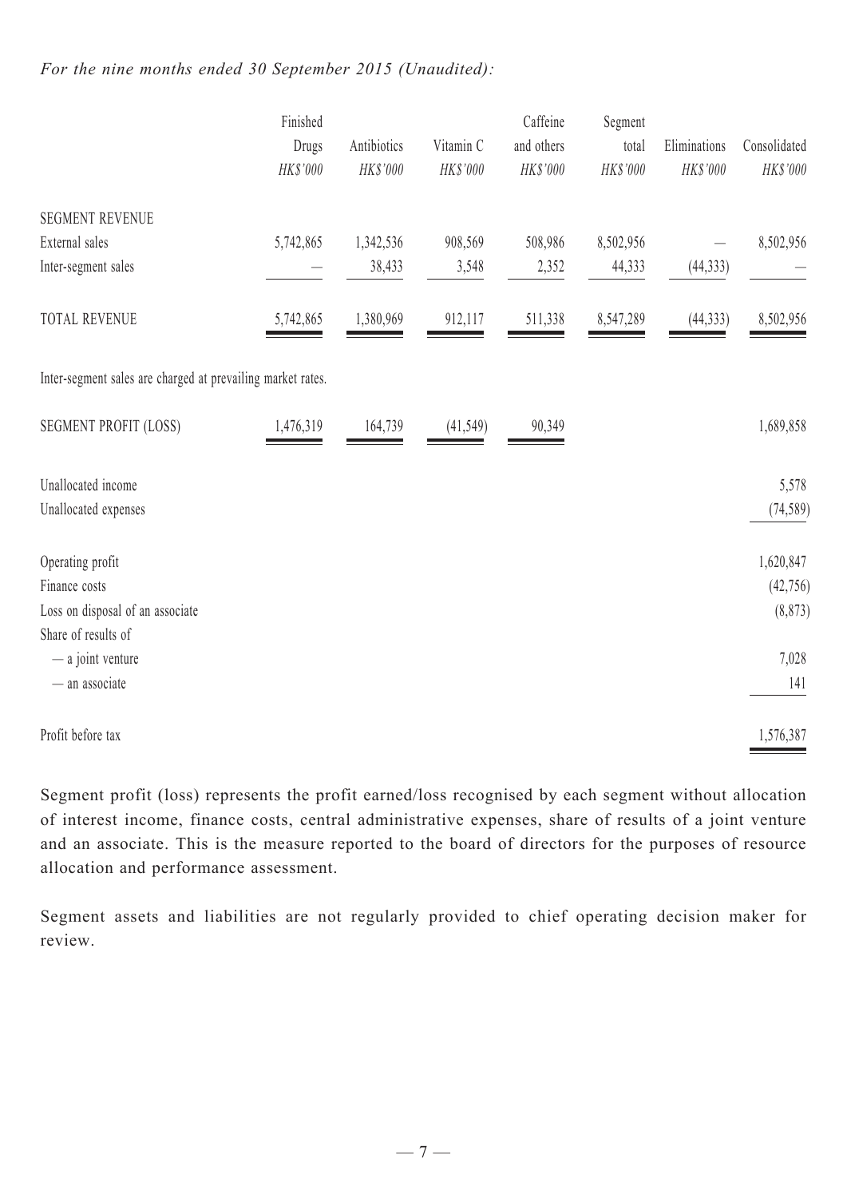*For the nine months ended 30 September 2015 (Unaudited):*

| | Finished Drugs *HK$'000* | Antibiotics *HK$'000* | Vitamin C *HK$'000* | Caffeine and others *HK$'000* | Segment total *HK$'000* | Eliminations *HK$'000* | Consolidated *HK$'000* |
|---|---|---|---|---|---|---|---|
| SEGMENT REVENUE | | | | | | | |
| External sales | 5,742,865 | 1,342,536 | 908,569 | 508,986 | 8,502,956 | — | 8,502,956 |
| Inter-segment sales | — | 38,433 | 3,548 | 2,352 | 44,333 | (44,333) | — |
| TOTAL REVENUE | 5,742,865 | 1,380,969 | 912,117 | 511,338 | 8,547,289 | (44,333) | 8,502,956 |
| Inter-segment sales are charged at prevailing market rates. | | | | | | | |
| SEGMENT PROFIT (LOSS) | 1,476,319 | 164,739 | (41,549) | 90,349 | | | 1,689,858 |
| Unallocated income | | | | | | | 5,578 |
| Unallocated expenses | | | | | | | (74,589) |
| Operating profit | | | | | | | 1,620,847 |
| Finance costs | | | | | | | (42,756) |
| Loss on disposal of an associate | | | | | | | (8,873) |
| Share of results of | | | | | | | |
| — a joint venture | | | | | | | 7,028 |
| — an associate | | | | | | | 141 |
| Profit before tax | | | | | | | 1,576,387 |

Segment profit (loss) represents the profit earned/loss recognised by each segment without allocation of interest income, finance costs, central administrative expenses, share of results of a joint venture and an associate. This is the measure reported to the board of directors for the purposes of resource allocation and performance assessment.

Segment assets and liabilities are not regularly provided to chief operating decision maker for review.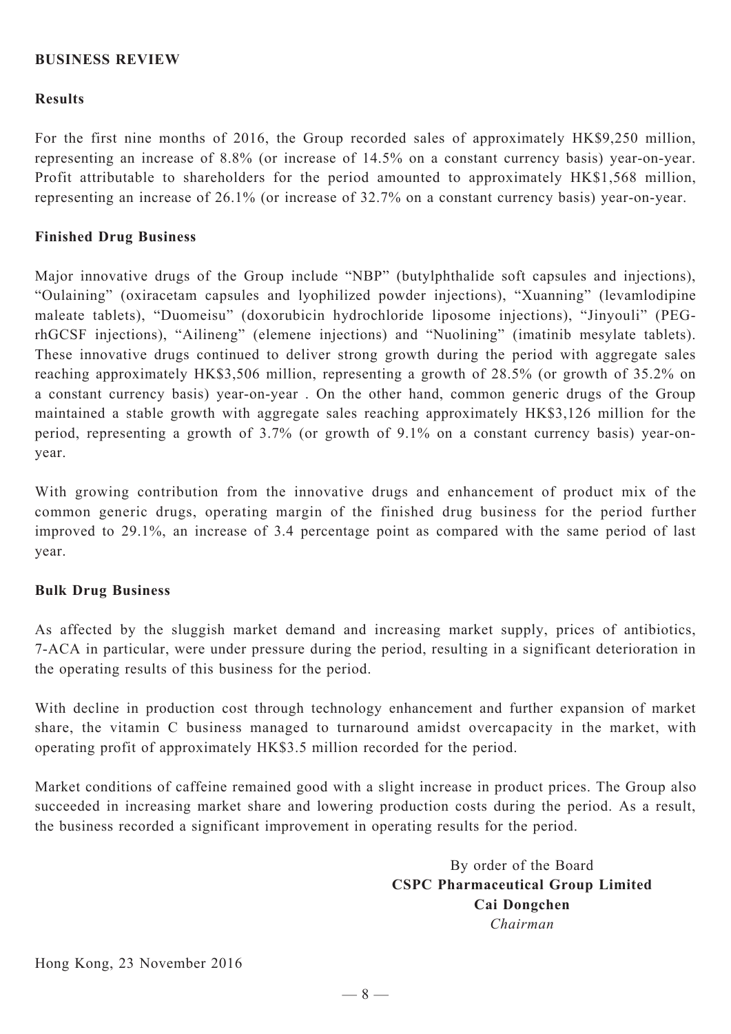## BUSINESS REVIEW

### Results

For the first nine months of 2016, the Group recorded sales of approximately HK$9,250 million, representing an increase of 8.8% (or increase of 14.5% on a constant currency basis) year-on-year. Profit attributable to shareholders for the period amounted to approximately HK$1,568 million, representing an increase of 26.1% (or increase of 32.7% on a constant currency basis) year-on-year.

### Finished Drug Business

Major innovative drugs of the Group include "NBP" (butylphthalide soft capsules and injections), "Oulaining" (oxiracetam capsules and lyophilized powder injections), "Xuanning" (levamlodipine maleate tablets), "Duomeisu" (doxorubicin hydrochloride liposome injections), "Jinyouli" (PEG-rhGCSF injections), "Ailineng" (elemene injections) and "Nuolining" (imatinib mesylate tablets). These innovative drugs continued to deliver strong growth during the period with aggregate sales reaching approximately HK$3,506 million, representing a growth of 28.5% (or growth of 35.2% on a constant currency basis) year-on-year . On the other hand, common generic drugs of the Group maintained a stable growth with aggregate sales reaching approximately HK$3,126 million for the period, representing a growth of 3.7% (or growth of 9.1% on a constant currency basis) year-on-year.

With growing contribution from the innovative drugs and enhancement of product mix of the common generic drugs, operating margin of the finished drug business for the period further improved to 29.1%, an increase of 3.4 percentage point as compared with the same period of last year.

### Bulk Drug Business

As affected by the sluggish market demand and increasing market supply, prices of antibiotics, 7-ACA in particular, were under pressure during the period, resulting in a significant deterioration in the operating results of this business for the period.

With decline in production cost through technology enhancement and further expansion of market share, the vitamin C business managed to turnaround amidst overcapacity in the market, with operating profit of approximately HK$3.5 million recorded for the period.

Market conditions of caffeine remained good with a slight increase in product prices. The Group also succeeded in increasing market share and lowering production costs during the period. As a result, the business recorded a significant improvement in operating results for the period.

By order of the Board
**CSPC Pharmaceutical Group Limited**
**Cai Dongchen**
*Chairman*

Hong Kong, 23 November 2016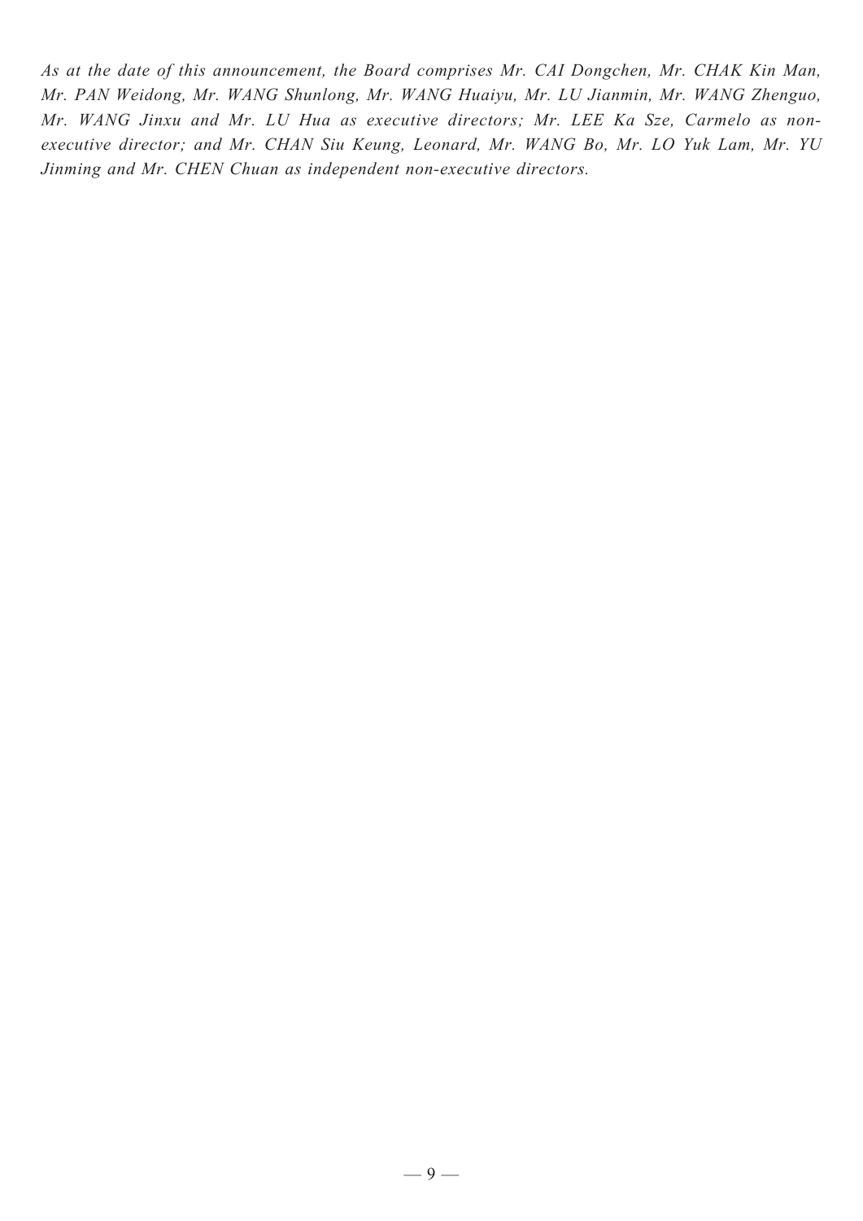*As at the date of this announcement, the Board comprises Mr. CAI Dongchen, Mr. CHAK Kin Man, Mr. PAN Weidong, Mr. WANG Shunlong, Mr. WANG Huaiyu, Mr. LU Jianmin, Mr. WANG Zhenguo, Mr. WANG Jinxu and Mr. LU Hua as executive directors; Mr. LEE Ka Sze, Carmelo as non-executive director; and Mr. CHAN Siu Keung, Leonard, Mr. WANG Bo, Mr. LO Yuk Lam, Mr. YU Jinming and Mr. CHEN Chuan as independent non-executive directors.*